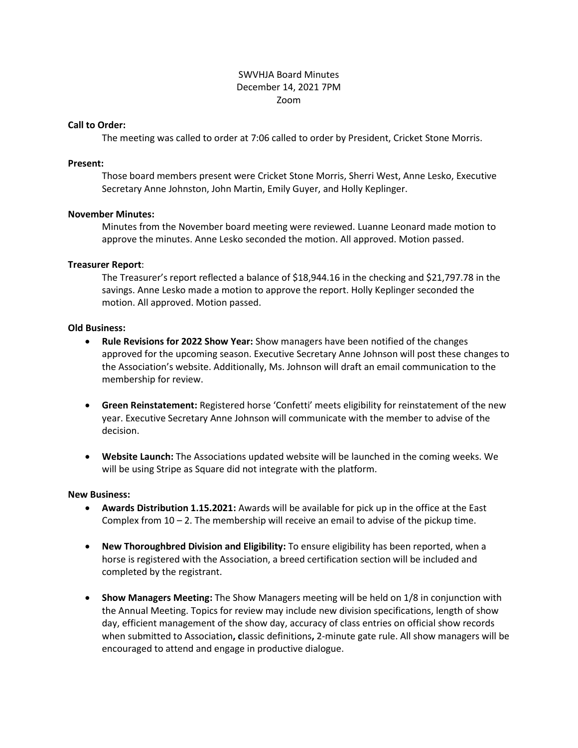SWVHJA Board Minutes
December 14, 2021 7PM
Zoom

**Call to Order:**

The meeting was called to order at 7:06 called to order by President, Cricket Stone Morris.

**Present:**

Those board members present were Cricket Stone Morris, Sherri West, Anne Lesko, Executive Secretary Anne Johnston, John Martin, Emily Guyer, and Holly Keplinger.

**November Minutes:**

Minutes from the November board meeting were reviewed. Luanne Leonard made motion to approve the minutes. Anne Lesko seconded the motion. All approved. Motion passed.

**Treasurer Report**:

The Treasurer's report reflected a balance of $18,944.16 in the checking and $21,797.78 in the savings. Anne Lesko made a motion to approve the report. Holly Keplinger seconded the motion. All approved. Motion passed.

**Old Business:**

- **Rule Revisions for 2022 Show Year:** Show managers have been notified of the changes approved for the upcoming season. Executive Secretary Anne Johnson will post these changes to the Association's website. Additionally, Ms. Johnson will draft an email communication to the membership for review.

- **Green Reinstatement:** Registered horse 'Confetti' meets eligibility for reinstatement of the new year. Executive Secretary Anne Johnson will communicate with the member to advise of the decision.

- **Website Launch:** The Associations updated website will be launched in the coming weeks. We will be using Stripe as Square did not integrate with the platform.

**New Business:**

- **Awards Distribution 1.15.2021:** Awards will be available for pick up in the office at the East Complex from 10 – 2. The membership will receive an email to advise of the pickup time.

- **New Thoroughbred Division and Eligibility:** To ensure eligibility has been reported, when a horse is registered with the Association, a breed certification section will be included and completed by the registrant.

- **Show Managers Meeting:** The Show Managers meeting will be held on 1/8 in conjunction with the Annual Meeting. Topics for review may include new division specifications, length of show day, efficient management of the show day, accuracy of class entries on official show records when submitted to Association**, c**lassic definitions**,** 2-minute gate rule. All show managers will be encouraged to attend and engage in productive dialogue.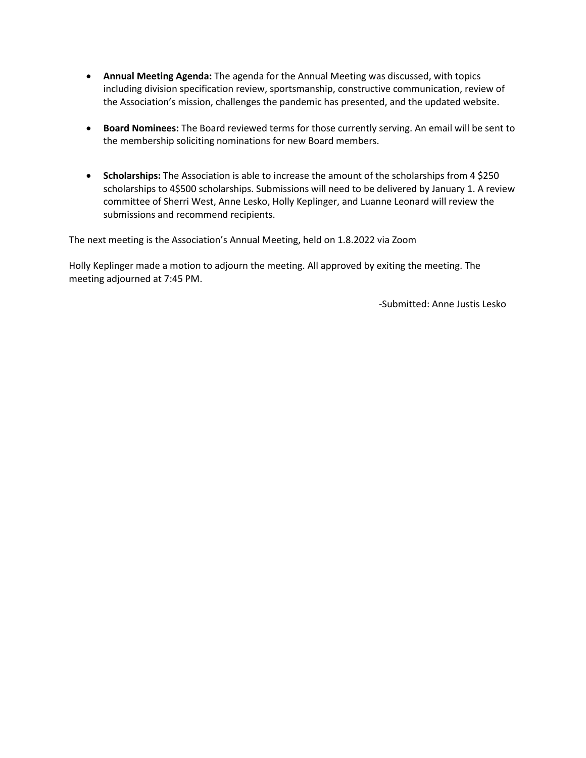- **Annual Meeting Agenda:** The agenda for the Annual Meeting was discussed, with topics including division specification review, sportsmanship, constructive communication, review of the Association's mission, challenges the pandemic has presented, and the updated website.

- **Board Nominees:** The Board reviewed terms for those currently serving. An email will be sent to the membership soliciting nominations for new Board members.

- **Scholarships:** The Association is able to increase the amount of the scholarships from 4 $250 scholarships to 4$500 scholarships. Submissions will need to be delivered by January 1. A review committee of Sherri West, Anne Lesko, Holly Keplinger, and Luanne Leonard will review the submissions and recommend recipients.

The next meeting is the Association's Annual Meeting, held on 1.8.2022 via Zoom

Holly Keplinger made a motion to adjourn the meeting. All approved by exiting the meeting. The meeting adjourned at 7:45 PM.

-Submitted: Anne Justis Lesko